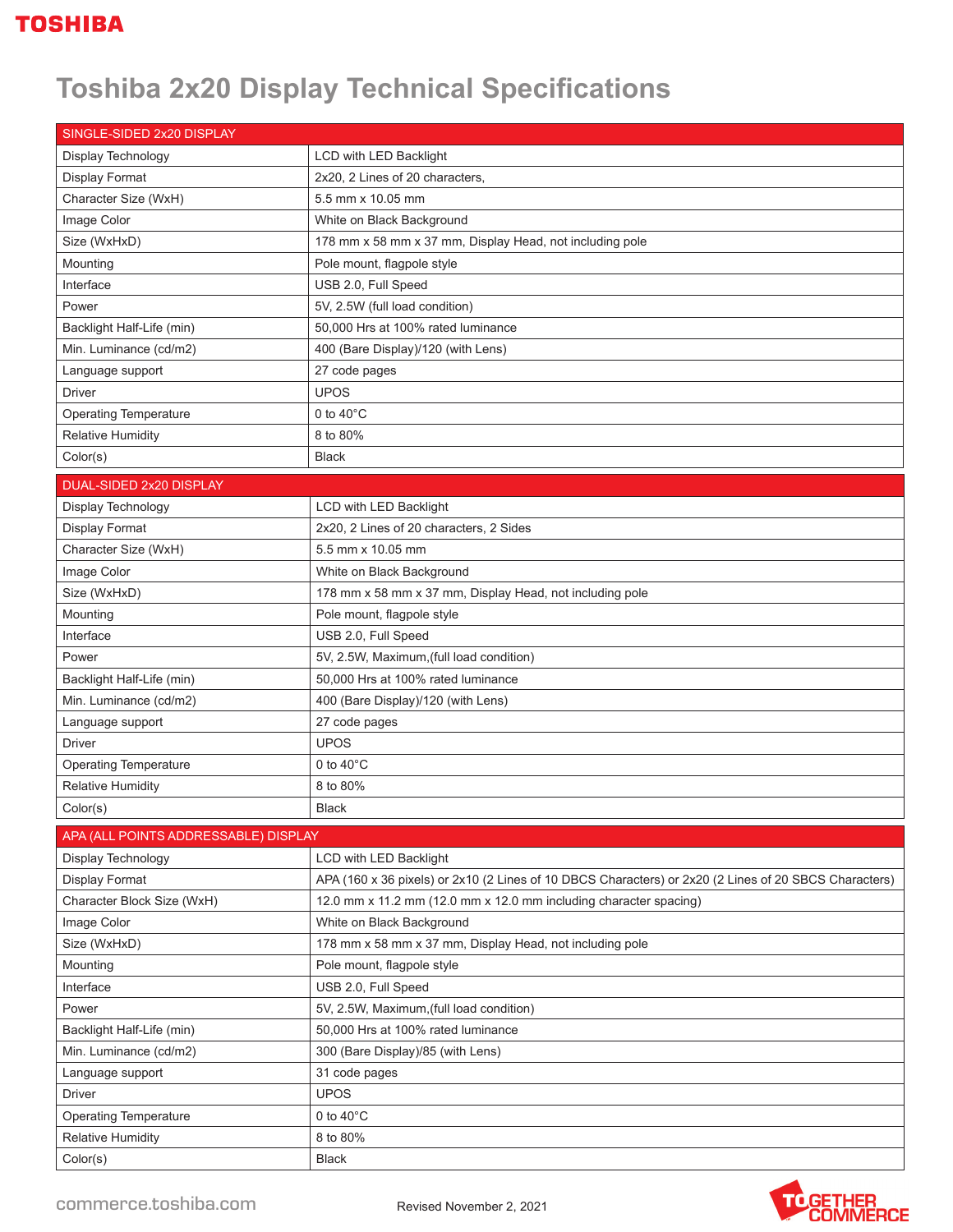# Toshiba 2x20 Display Technical Specifications

| SINGLE-SIDED 2x20 DISPLAY | |
|---|---|
| Display Technology | LCD with LED Backlight |
| Display Format | 2x20, 2 Lines of 20 characters, |
| Character Size (WxH) | 5.5 mm x 10.05 mm |
| Image Color | White on Black Background |
| Size (WxHxD) | 178 mm x 58 mm x 37 mm, Display Head, not including pole |
| Mounting | Pole mount, flagpole style |
| Interface | USB 2.0, Full Speed |
| Power | 5V, 2.5W (full load condition) |
| Backlight Half-Life (min) | 50,000 Hrs at 100% rated luminance |
| Min. Luminance (cd/m2) | 400 (Bare Display)/120 (with Lens) |
| Language support | 27 code pages |
| Driver | UPOS |
| Operating Temperature | 0 to 40°C |
| Relative Humidity | 8 to 80% |
| Color(s) | Black |

| DUAL-SIDED 2x20 DISPLAY | |
|---|---|
| Display Technology | LCD with LED Backlight |
| Display Format | 2x20, 2 Lines of 20 characters, 2 Sides |
| Character Size (WxH) | 5.5 mm x 10.05 mm |
| Image Color | White on Black Background |
| Size (WxHxD) | 178 mm x 58 mm x 37 mm, Display Head, not including pole |
| Mounting | Pole mount, flagpole style |
| Interface | USB 2.0, Full Speed |
| Power | 5V, 2.5W, Maximum,(full load condition) |
| Backlight Half-Life (min) | 50,000 Hrs at 100% rated luminance |
| Min. Luminance (cd/m2) | 400 (Bare Display)/120 (with Lens) |
| Language support | 27 code pages |
| Driver | UPOS |
| Operating Temperature | 0 to 40°C |
| Relative Humidity | 8 to 80% |
| Color(s) | Black |

| APA (ALL POINTS ADDRESSABLE) DISPLAY | |
|---|---|
| Display Technology | LCD with LED Backlight |
| Display Format | APA (160 x 36 pixels) or 2x10 (2 Lines of 10 DBCS Characters) or 2x20 (2 Lines of 20 SBCS Characters) |
| Character Block Size (WxH) | 12.0 mm x 11.2 mm (12.0 mm x 12.0 mm including character spacing) |
| Image Color | White on Black Background |
| Size (WxHxD) | 178 mm x 58 mm x 37 mm, Display Head, not including pole |
| Mounting | Pole mount, flagpole style |
| Interface | USB 2.0, Full Speed |
| Power | 5V, 2.5W, Maximum,(full load condition) |
| Backlight Half-Life (min) | 50,000 Hrs at 100% rated luminance |
| Min. Luminance (cd/m2) | 300 (Bare Display)/85 (with Lens) |
| Language support | 31 code pages |
| Driver | UPOS |
| Operating Temperature | 0 to 40°C |
| Relative Humidity | 8 to 80% |
| Color(s) | Black |

commerce.toshiba.com

Revised November 2, 2021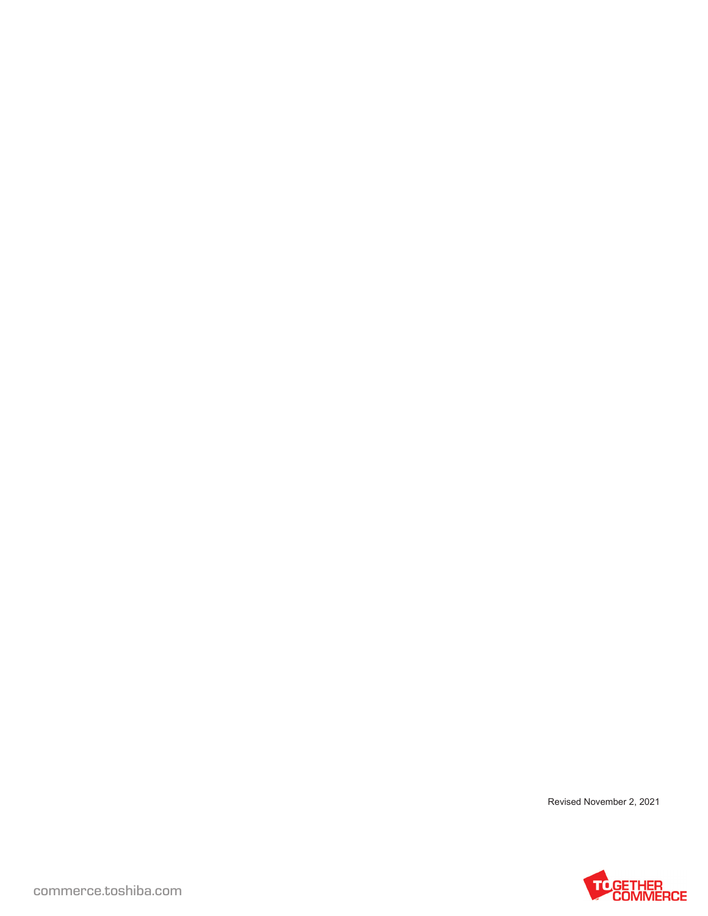Revised November 2, 2021

commerce.toshiba.com